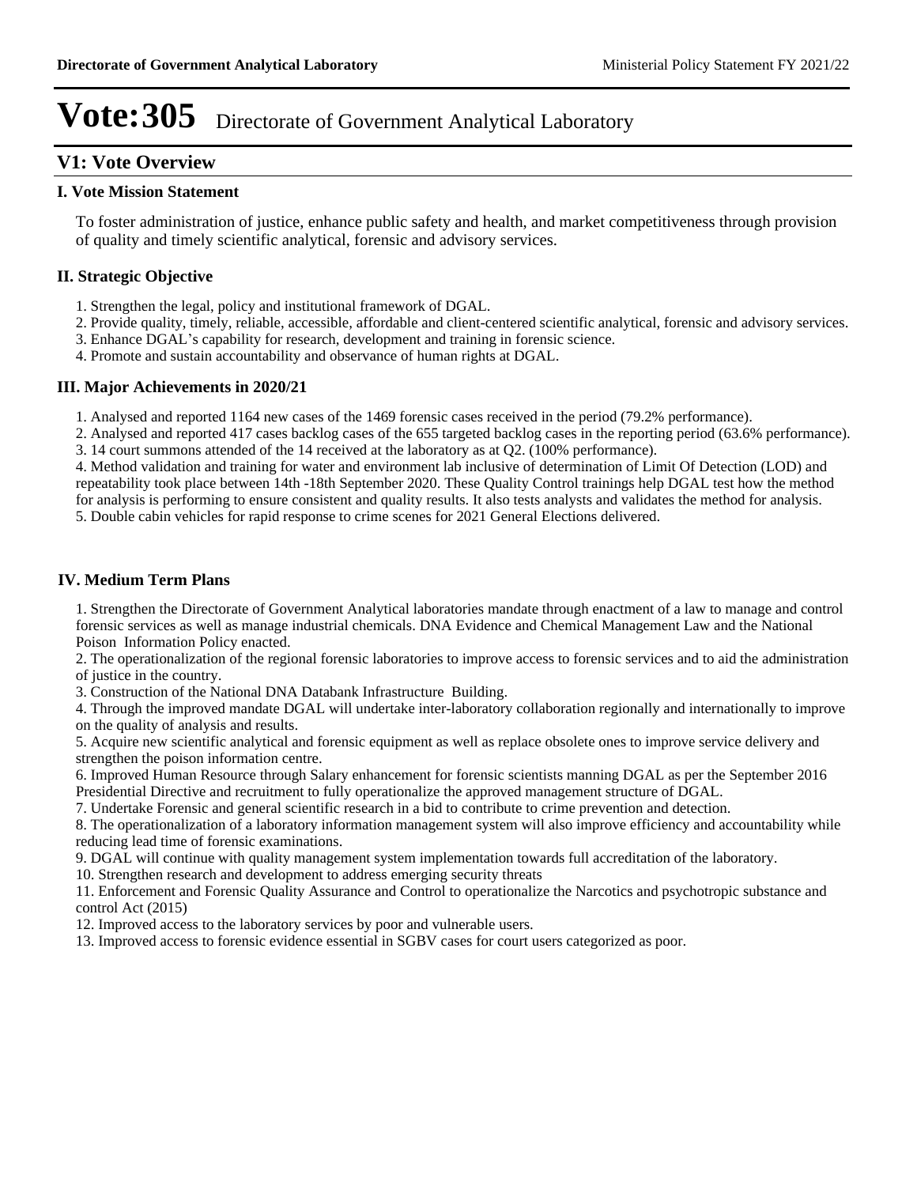# Vote:305 Directorate of Government Analytical Laboratory

## V1: Vote Overview

### I. Vote Mission Statement

To foster administration of justice, enhance public safety and health, and market competitiveness through provision of quality and timely scientific analytical, forensic and advisory services.

### II. Strategic Objective

1. Strengthen the legal, policy and institutional framework of DGAL.
2. Provide quality, timely, reliable, accessible, affordable and client-centered scientific analytical, forensic and advisory services.
3. Enhance DGAL's capability for research, development and training in forensic science.
4. Promote and sustain accountability and observance of human rights at DGAL.

### III. Major Achievements in 2020/21

1. Analysed and reported 1164 new cases of the 1469 forensic cases received in the period (79.2% performance).
2. Analysed and reported 417 cases backlog cases of the 655 targeted backlog cases in the reporting period (63.6% performance).
3. 14 court summons attended of the 14 received at the laboratory as at Q2. (100% performance).
4. Method validation and training for water and environment lab inclusive of determination of Limit Of Detection (LOD) and repeatability took place between 14th -18th September 2020. These Quality Control trainings help DGAL test how the method for analysis is performing to ensure consistent and quality results. It also tests analysts and validates the method for analysis.
5. Double cabin vehicles for rapid response to crime scenes for 2021 General Elections delivered.

### IV. Medium Term Plans

1. Strengthen the Directorate of Government Analytical laboratories mandate through enactment of a law to manage and control forensic services as well as manage industrial chemicals. DNA Evidence and Chemical Management Law and the National Poison Information Policy enacted.
2. The operationalization of the regional forensic laboratories to improve access to forensic services and to aid the administration of justice in the country.
3. Construction of the National DNA Databank Infrastructure Building.
4. Through the improved mandate DGAL will undertake inter-laboratory collaboration regionally and internationally to improve on the quality of analysis and results.
5. Acquire new scientific analytical and forensic equipment as well as replace obsolete ones to improve service delivery and strengthen the poison information centre.
6. Improved Human Resource through Salary enhancement for forensic scientists manning DGAL as per the September 2016 Presidential Directive and recruitment to fully operationalize the approved management structure of DGAL.
7. Undertake Forensic and general scientific research in a bid to contribute to crime prevention and detection.
8. The operationalization of a laboratory information management system will also improve efficiency and accountability while reducing lead time of forensic examinations.
9. DGAL will continue with quality management system implementation towards full accreditation of the laboratory.
10. Strengthen research and development to address emerging security threats
11. Enforcement and Forensic Quality Assurance and Control to operationalize the Narcotics and psychotropic substance and control Act (2015)
12. Improved access to the laboratory services by poor and vulnerable users.
13. Improved access to forensic evidence essential in SGBV cases for court users categorized as poor.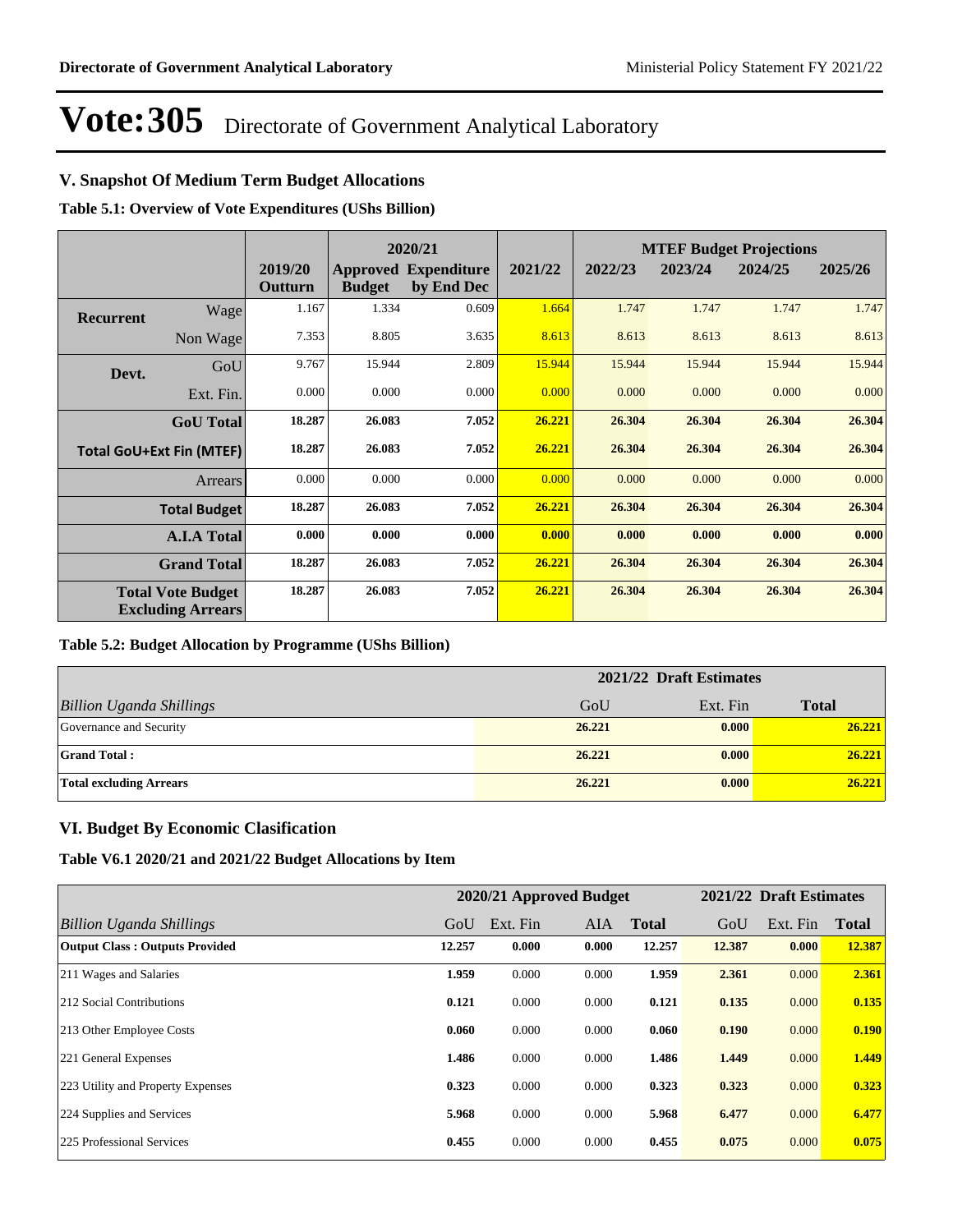# Vote:305 Directorate of Government Analytical Laboratory

## V. Snapshot Of Medium Term Budget Allocations

**Table 5.1: Overview of Vote Expenditures (UShs Billion)**

| | | 2019/20 Outturn | 2020/21 Approved Budget | 2020/21 Expenditure by End Dec | 2021/22 | MTEF Budget Projections 2022/23 | 2023/24 | 2024/25 | 2025/26 |
|---|---|---|---|---|---|---|---|---|---|
| **Recurrent** | Wage | 1.167 | 1.334 | 0.609 | 1.664 | 1.747 | 1.747 | 1.747 | 1.747 |
| | Non Wage | 7.353 | 8.805 | 3.635 | 8.613 | 8.613 | 8.613 | 8.613 | 8.613 |
| **Devt.** | GoU | 9.767 | 15.944 | 2.809 | 15.944 | 15.944 | 15.944 | 15.944 | 15.944 |
| | Ext. Fin. | 0.000 | 0.000 | 0.000 | 0.000 | 0.000 | 0.000 | 0.000 | 0.000 |
| | **GoU Total** | **18.287** | **26.083** | **7.052** | **26.221** | **26.304** | **26.304** | **26.304** | **26.304** |
| | **Total GoU+Ext Fin (MTEF)** | **18.287** | **26.083** | **7.052** | **26.221** | **26.304** | **26.304** | **26.304** | **26.304** |
| | Arrears | 0.000 | 0.000 | 0.000 | 0.000 | 0.000 | 0.000 | 0.000 | 0.000 |
| | **Total Budget** | **18.287** | **26.083** | **7.052** | **26.221** | **26.304** | **26.304** | **26.304** | **26.304** |
| | **A.I.A Total** | **0.000** | **0.000** | **0.000** | **0.000** | **0.000** | **0.000** | **0.000** | **0.000** |
| | **Grand Total** | **18.287** | **26.083** | **7.052** | **26.221** | **26.304** | **26.304** | **26.304** | **26.304** |
| | **Total Vote Budget Excluding Arrears** | **18.287** | **26.083** | **7.052** | **26.221** | **26.304** | **26.304** | **26.304** | **26.304** |

**Table 5.2: Budget Allocation by Programme (UShs Billion)**

| | 2021/22 Draft Estimates | | |
|---|---|---|---|
| *Billion Uganda Shillings* | GoU | Ext. Fin | **Total** |
| Governance and Security | **26.221** | **0.000** | **26.221** |
| **Grand Total :** | **26.221** | **0.000** | **26.221** |
| **Total excluding Arrears** | **26.221** | **0.000** | **26.221** |

## VI. Budget By Economic Clasification

**Table V6.1 2020/21 and 2021/22 Budget Allocations by Item**

| | 2020/21 Approved Budget | | | | 2021/22 Draft Estimates | | |
|---|---|---|---|---|---|---|---|
| *Billion Uganda Shillings* | GoU | Ext. Fin | AIA | **Total** | GoU | Ext. Fin | **Total** |
| **Output Class : Outputs Provided** | **12.257** | **0.000** | **0.000** | **12.257** | **12.387** | **0.000** | **12.387** |
| 211 Wages and Salaries | **1.959** | 0.000 | 0.000 | **1.959** | **2.361** | 0.000 | **2.361** |
| 212 Social Contributions | **0.121** | 0.000 | 0.000 | **0.121** | **0.135** | 0.000 | **0.135** |
| 213 Other Employee Costs | **0.060** | 0.000 | 0.000 | **0.060** | **0.190** | 0.000 | **0.190** |
| 221 General Expenses | **1.486** | 0.000 | 0.000 | **1.486** | **1.449** | 0.000 | **1.449** |
| 223 Utility and Property Expenses | **0.323** | 0.000 | 0.000 | **0.323** | **0.323** | 0.000 | **0.323** |
| 224 Supplies and Services | **5.968** | 0.000 | 0.000 | **5.968** | **6.477** | 0.000 | **6.477** |
| 225 Professional Services | **0.455** | 0.000 | 0.000 | **0.455** | **0.075** | 0.000 | **0.075** |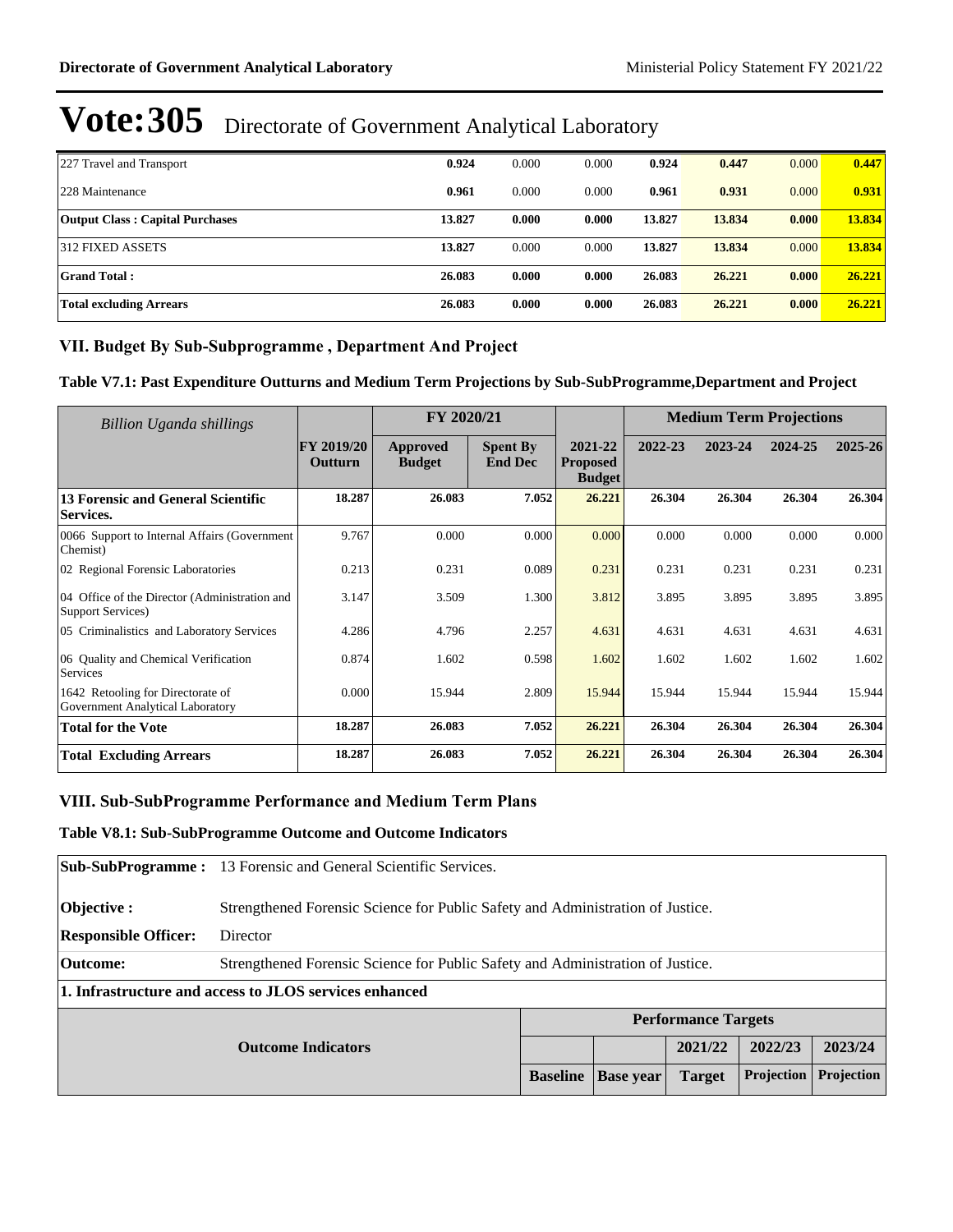# Vote:305 Directorate of Government Analytical Laboratory

| | | | | | | | |
|---|---|---|---|---|---|---|---|
| 227 Travel and Transport | **0.924** | 0.000 | 0.000 | **0.924** | **0.447** | 0.000 | **0.447** |
| 228 Maintenance | **0.961** | 0.000 | 0.000 | **0.961** | **0.931** | 0.000 | **0.931** |
| **Output Class : Capital Purchases** | **13.827** | **0.000** | **0.000** | **13.827** | **13.834** | **0.000** | **13.834** |
| 312 FIXED ASSETS | **13.827** | 0.000 | 0.000 | **13.827** | **13.834** | 0.000 | **13.834** |
| **Grand Total :** | **26.083** | **0.000** | **0.000** | **26.083** | **26.221** | **0.000** | **26.221** |
| **Total excluding Arrears** | **26.083** | **0.000** | **0.000** | **26.083** | **26.221** | **0.000** | **26.221** |

## VII. Budget By Sub-Subprogramme , Department And Project

### Table V7.1: Past Expenditure Outturns and Medium Term Projections by Sub-SubProgramme,Department and Project

| *Billion Uganda shillings* | | FY 2020/21 | | | Medium Term Projections | | | |
|---|---|---|---|---|---|---|---|---|
| | **FY 2019/20 Outturn** | **Approved Budget** | **Spent By End Dec** | **2021-22 Proposed Budget** | **2022-23** | **2023-24** | **2024-25** | **2025-26** |
| **13 Forensic and General Scientific Services.** | **18.287** | **26.083** | **7.052** | **26.221** | **26.304** | **26.304** | **26.304** | **26.304** |
| 0066 Support to Internal Affairs (Government Chemist) | 9.767 | 0.000 | 0.000 | 0.000 | 0.000 | 0.000 | 0.000 | 0.000 |
| 02 Regional Forensic Laboratories | 0.213 | 0.231 | 0.089 | 0.231 | 0.231 | 0.231 | 0.231 | 0.231 |
| 04 Office of the Director (Administration and Support Services) | 3.147 | 3.509 | 1.300 | 3.812 | 3.895 | 3.895 | 3.895 | 3.895 |
| 05 Criminalistics and Laboratory Services | 4.286 | 4.796 | 2.257 | 4.631 | 4.631 | 4.631 | 4.631 | 4.631 |
| 06 Quality and Chemical Verification Services | 0.874 | 1.602 | 0.598 | 1.602 | 1.602 | 1.602 | 1.602 | 1.602 |
| 1642 Retooling for Directorate of Government Analytical Laboratory | 0.000 | 15.944 | 2.809 | 15.944 | 15.944 | 15.944 | 15.944 | 15.944 |
| **Total for the Vote** | **18.287** | **26.083** | **7.052** | **26.221** | **26.304** | **26.304** | **26.304** | **26.304** |
| **Total Excluding Arrears** | **18.287** | **26.083** | **7.052** | **26.221** | **26.304** | **26.304** | **26.304** | **26.304** |

## VIII. Sub-SubProgramme Performance and Medium Term Plans

### Table V8.1: Sub-SubProgramme Outcome and Outcome Indicators

| | |
|---|---|
| **Sub-SubProgramme :** | 13 Forensic and General Scientific Services. |
| **Objective :** | Strengthened Forensic Science for Public Safety and Administration of Justice. |
| **Responsible Officer:** | Director |
| **Outcome:** | Strengthened Forensic Science for Public Safety and Administration of Justice. |

**1. Infrastructure and access to JLOS services enhanced**

| **Outcome Indicators** | Performance Targets | | | | |
|---|---|---|---|---|---|
| | | | **2021/22** | **2022/23** | **2023/24** |
| | **Baseline** | **Base year** | **Target** | **Projection** | **Projection** |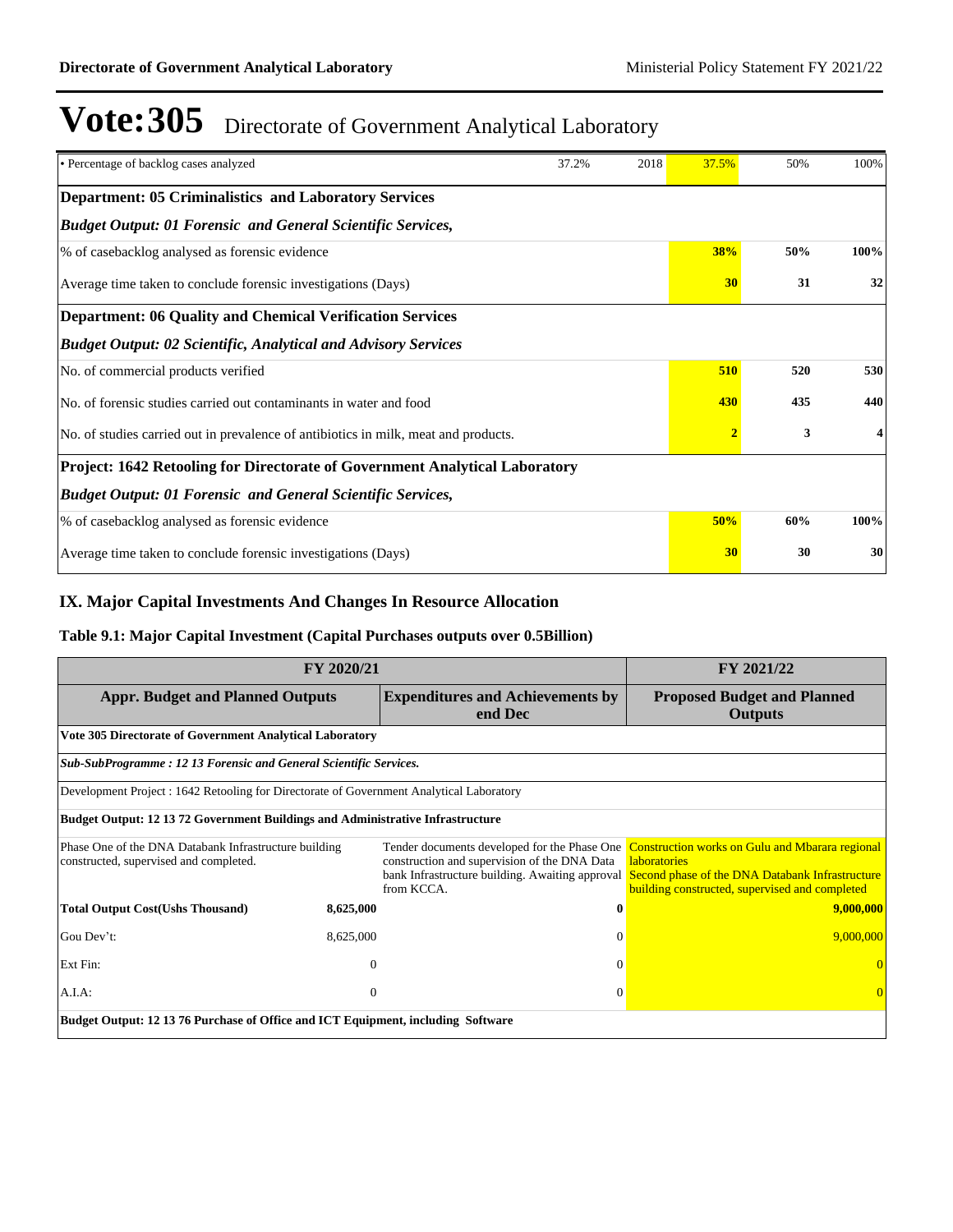# Vote:305 Directorate of Government Analytical Laboratory

| | | | | | |
|---|---|---|---|---|---|
| • Percentage of backlog cases analyzed | 37.2% | 2018 | 37.5% | 50% | 100% |
| **Department: 05 Criminalistics and Laboratory Services** | | | | | |
| ***Budget Output: 01 Forensic and General Scientific Services,*** | | | | | |
| % of casebacklog analysed as forensic evidence | | | **38%** | **50%** | **100%** |
| Average time taken to conclude forensic investigations (Days) | | | **30** | **31** | **32** |
| **Department: 06 Quality and Chemical Verification Services** | | | | | |
| ***Budget Output: 02 Scientific, Analytical and Advisory Services*** | | | | | |
| No. of commercial products verified | | | **510** | **520** | **530** |
| No. of forensic studies carried out contaminants in water and food | | | **430** | **435** | **440** |
| No. of studies carried out in prevalence of antibiotics in milk, meat and products. | | | **2** | **3** | **4** |
| **Project: 1642 Retooling for Directorate of Government Analytical Laboratory** | | | | | |
| ***Budget Output: 01 Forensic and General Scientific Services,*** | | | | | |
| % of casebacklog analysed as forensic evidence | | | **50%** | **60%** | **100%** |
| Average time taken to conclude forensic investigations (Days) | | | **30** | **30** | **30** |

## IX. Major Capital Investments And Changes In Resource Allocation

### Table 9.1: Major Capital Investment (Capital Purchases outputs over 0.5Billion)

| FY 2020/21 | | | FY 2021/22 |
|---|---|---|---|
| **Appr. Budget and Planned Outputs** | | **Expenditures and Achievements by end Dec** | **Proposed Budget and Planned Outputs** |
| **Vote 305 Directorate of Government Analytical Laboratory** | | | |
| ***Sub-SubProgramme : 12 13 Forensic and General Scientific Services.*** | | | |
| Development Project : 1642 Retooling for Directorate of Government Analytical Laboratory | | | |
| **Budget Output: 12 13 72 Government Buildings and Administrative Infrastructure** | | | |
| Phase One of the DNA Databank Infrastructure building constructed, supervised and completed. | | Tender documents developed for the Phase One construction and supervision of the DNA Data bank Infrastructure building. Awaiting approval from KCCA. | Construction works on Gulu and Mbarara regional laboratories<br>Second phase of the DNA Databank Infrastructure building constructed, supervised and completed |
| **Total Output Cost(Ushs Thousand)** | **8,625,000** | **0** | **9,000,000** |
| Gou Dev't: | 8,625,000 | 0 | 9,000,000 |
| Ext Fin: | 0 | 0 | 0 |
| A.I.A: | 0 | 0 | 0 |
| **Budget Output: 12 13 76 Purchase of Office and ICT Equipment, including Software** | | | |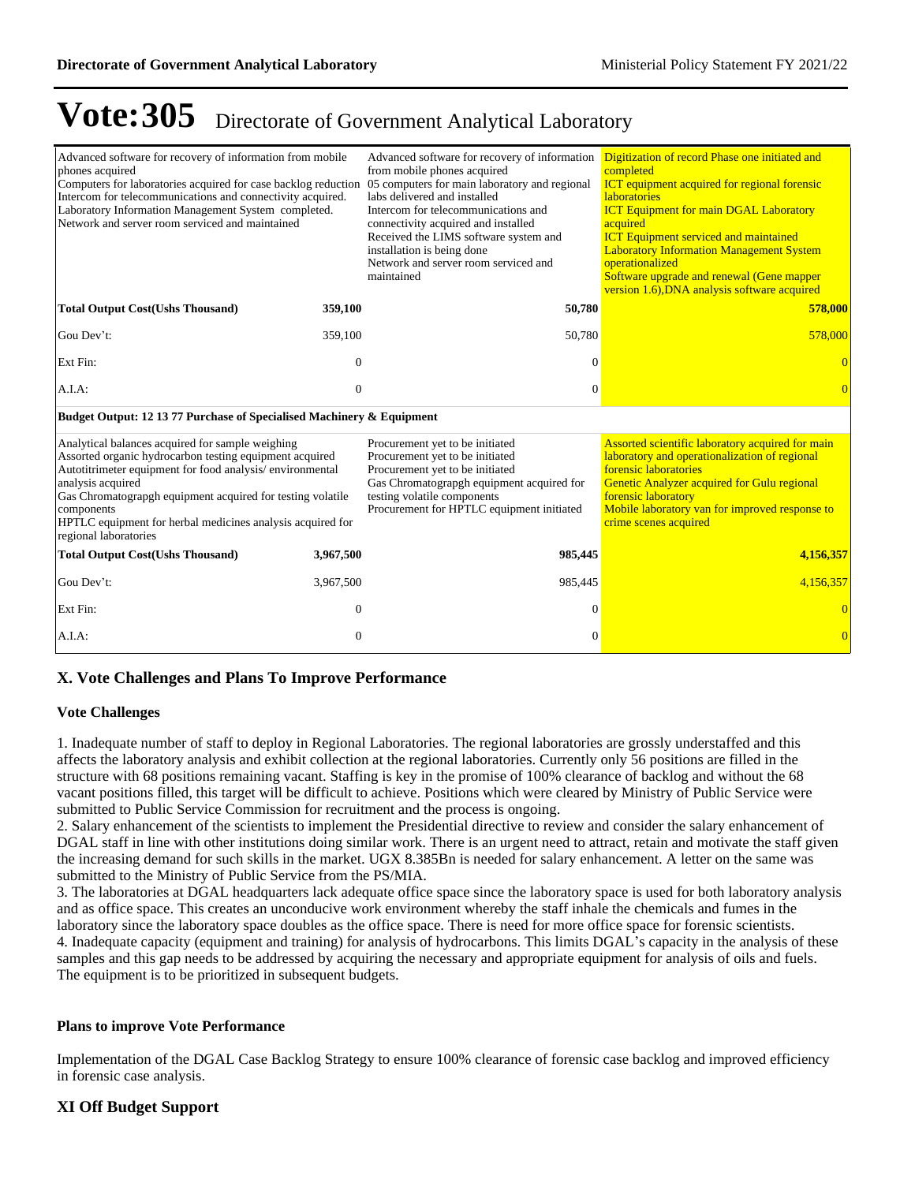# Vote:305 Directorate of Government Analytical Laboratory

| | | | |
|---|---|---|---|
| Advanced software for recovery of information from mobile phones acquired<br>Computers for laboratories acquired for case backlog reduction<br>Intercom for telecommunications and connectivity acquired.<br>Laboratory Information Management System completed.<br>Network and server room serviced and maintained | | Advanced software for recovery of information from mobile phones acquired<br>05 computers for main laboratory and regional labs delivered and installed<br>Intercom for telecommunications and connectivity acquired and installed<br>Received the LIMS software system and installation is being done<br>Network and server room serviced and maintained | Digitization of record Phase one initiated and completed<br>ICT equipment acquired for regional forensic laboratories<br>ICT Equipment for main DGAL Laboratory acquired<br>ICT Equipment serviced and maintained<br>Laboratory Information Management System operationalized<br>Software upgrade and renewal (Gene mapper version 1.6),DNA analysis software acquired |
| **Total Output Cost(Ushs Thousand)** | **359,100** | **50,780** | **578,000** |
| Gou Dev't: | 359,100 | 50,780 | 578,000 |
| Ext Fin: | 0 | 0 | 0 |
| A.I.A: | 0 | 0 | 0 |
| **Budget Output: 12 13 77 Purchase of Specialised Machinery & Equipment** | | | |
| Analytical balances acquired for sample weighing<br>Assorted organic hydrocarbon testing equipment acquired<br>Autotitrimeter equipment for food analysis/ environmental analysis acquired<br>Gas Chromatograpgh equipment acquired for testing volatile components<br>HPTLC equipment for herbal medicines analysis acquired for regional laboratories | | Procurement yet to be initiated<br>Procurement yet to be initiated<br>Procurement yet to be initiated<br>Gas Chromatograpgh equipment acquired for testing volatile components<br>Procurement for HPTLC equipment initiated | Assorted scientific laboratory acquired for main laboratory and operationalization of regional forensic laboratories<br>Genetic Analyzer acquired for Gulu regional forensic laboratory<br>Mobile laboratory van for improved response to crime scenes acquired |
| **Total Output Cost(Ushs Thousand)** | **3,967,500** | **985,445** | **4,156,357** |
| Gou Dev't: | 3,967,500 | 985,445 | 4,156,357 |
| Ext Fin: | 0 | 0 | 0 |
| A.I.A: | 0 | 0 | 0 |

## X. Vote Challenges and Plans To Improve Performance

### Vote Challenges

1. Inadequate number of staff to deploy in Regional Laboratories. The regional laboratories are grossly understaffed and this affects the laboratory analysis and exhibit collection at the regional laboratories. Currently only 56 positions are filled in the structure with 68 positions remaining vacant. Staffing is key in the promise of 100% clearance of backlog and without the 68 vacant positions filled, this target will be difficult to achieve. Positions which were cleared by Ministry of Public Service were submitted to Public Service Commission for recruitment and the process is ongoing.
2. Salary enhancement of the scientists to implement the Presidential directive to review and consider the salary enhancement of DGAL staff in line with other institutions doing similar work. There is an urgent need to attract, retain and motivate the staff given the increasing demand for such skills in the market. UGX 8.385Bn is needed for salary enhancement. A letter on the same was submitted to the Ministry of Public Service from the PS/MIA.
3. The laboratories at DGAL headquarters lack adequate office space since the laboratory space is used for both laboratory analysis and as office space. This creates an unconducive work environment whereby the staff inhale the chemicals and fumes in the laboratory since the laboratory space doubles as the office space. There is need for more office space for forensic scientists.
4. Inadequate capacity (equipment and training) for analysis of hydrocarbons. This limits DGAL's capacity in the analysis of these samples and this gap needs to be addressed by acquiring the necessary and appropriate equipment for analysis of oils and fuels. The equipment is to be prioritized in subsequent budgets.

### Plans to improve Vote Performance

Implementation of the DGAL Case Backlog Strategy to ensure 100% clearance of forensic case backlog and improved efficiency in forensic case analysis.

## XI Off Budget Support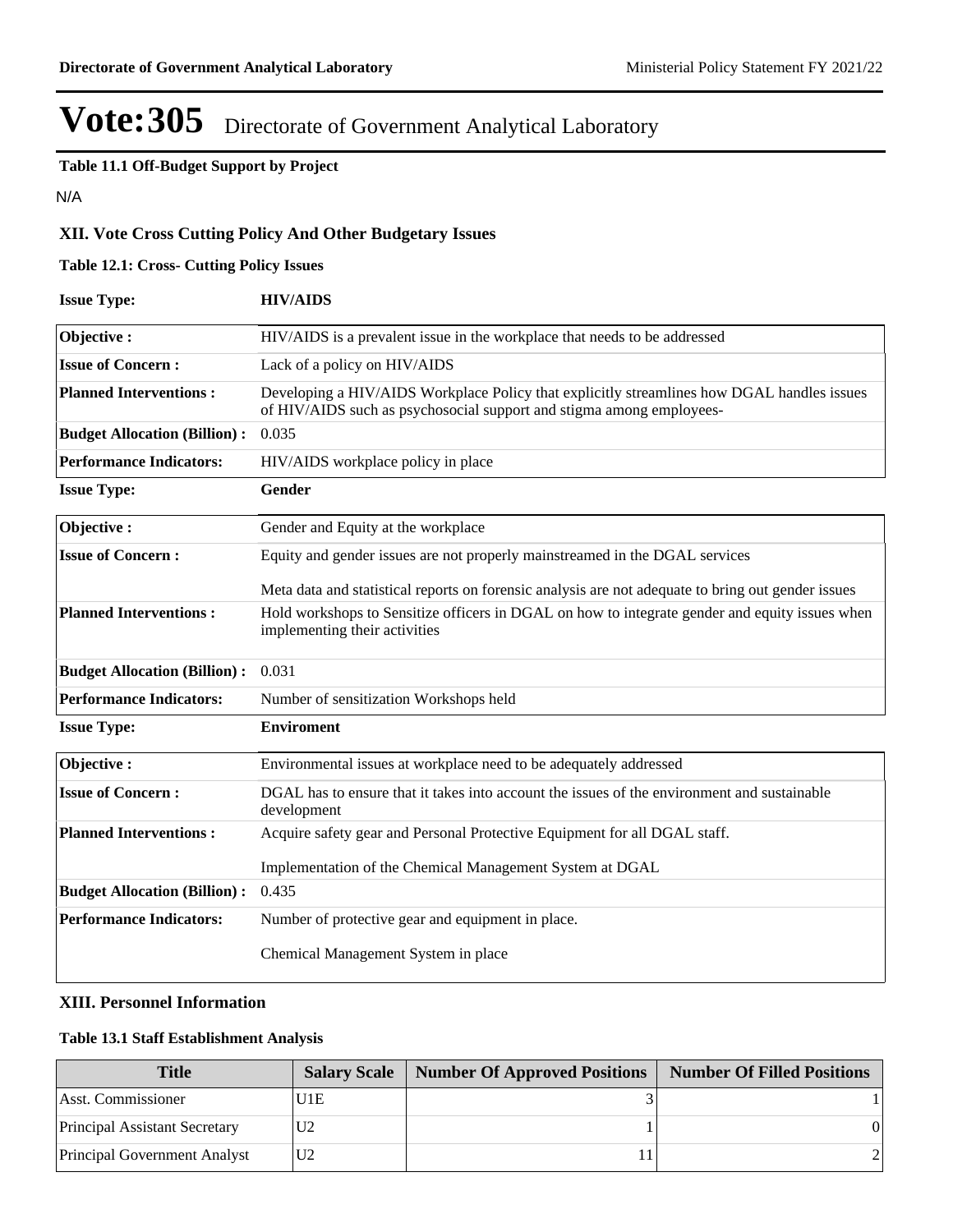# Vote:305 Directorate of Government Analytical Laboratory

**Table 11.1 Off-Budget Support by Project**

N/A

## XII. Vote Cross Cutting Policy And Other Budgetary Issues

**Table 12.1: Cross- Cutting Policy Issues**

**Issue Type:** **HIV/AIDS**

| | |
|---|---|
| **Objective :** | HIV/AIDS is a prevalent issue in the workplace that needs to be addressed |
| **Issue of Concern :** | Lack of a policy on HIV/AIDS |
| **Planned Interventions :** | Developing a HIV/AIDS Workplace Policy that explicitly streamlines how DGAL handles issues of HIV/AIDS such as psychosocial support and stigma among employees- |
| **Budget Allocation (Billion) :** | 0.035 |
| **Performance Indicators:** | HIV/AIDS workplace policy in place |

**Issue Type:** **Gender**

| | |
|---|---|
| **Objective :** | Gender and Equity at the workplace |
| **Issue of Concern :** | Equity and gender issues are not properly mainstreamed in the DGAL services<br><br>Meta data and statistical reports on forensic analysis are not adequate to bring out gender issues |
| **Planned Interventions :** | Hold workshops to Sensitize officers in DGAL on how to integrate gender and equity issues when implementing their activities |
| **Budget Allocation (Billion) :** | 0.031 |
| **Performance Indicators:** | Number of sensitization Workshops held |

**Issue Type:** **Enviroment**

| | |
|---|---|
| **Objective :** | Environmental issues at workplace need to be adequately addressed |
| **Issue of Concern :** | DGAL has to ensure that it takes into account the issues of the environment and sustainable development |
| **Planned Interventions :** | Acquire safety gear and Personal Protective Equipment for all DGAL staff.<br><br>Implementation of the Chemical Management System at DGAL |
| **Budget Allocation (Billion) :** | 0.435 |
| **Performance Indicators:** | Number of protective gear and equipment in place.<br><br>Chemical Management System in place |

## XIII. Personnel Information

**Table 13.1 Staff Establishment Analysis**

| Title | Salary Scale | Number Of Approved Positions | Number Of Filled Positions |
|---|---|---|---|
| Asst. Commissioner | U1E | 3 | 1 |
| Principal Assistant Secretary | U2 | 1 | 0 |
| Principal Government Analyst | U2 | 11 | 2 |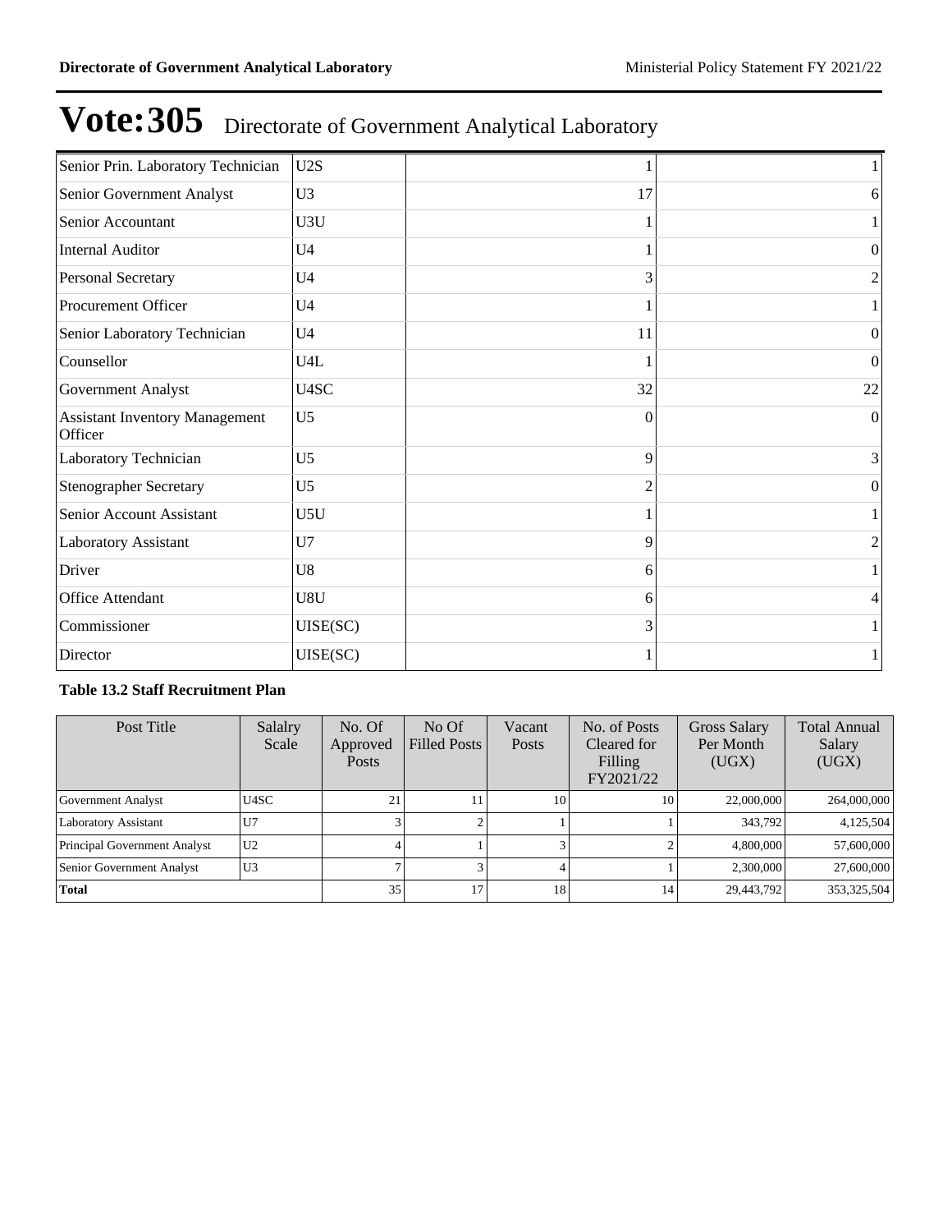# Vote:305 Directorate of Government Analytical Laboratory

| | | | |
|---|---|---|---|
| Senior Prin. Laboratory Technician | U2S | 1 | 1 |
| Senior Government Analyst | U3 | 17 | 6 |
| Senior Accountant | U3U | 1 | 1 |
| Internal Auditor | U4 | 1 | 0 |
| Personal Secretary | U4 | 3 | 2 |
| Procurement Officer | U4 | 1 | 1 |
| Senior Laboratory Technician | U4 | 11 | 0 |
| Counsellor | U4L | 1 | 0 |
| Government Analyst | U4SC | 32 | 22 |
| Assistant Inventory Management Officer | U5 | 0 | 0 |
| Laboratory Technician | U5 | 9 | 3 |
| Stenographer Secretary | U5 | 2 | 0 |
| Senior Account Assistant | U5U | 1 | 1 |
| Laboratory Assistant | U7 | 9 | 2 |
| Driver | U8 | 6 | 1 |
| Office Attendant | U8U | 6 | 4 |
| Commissioner | UISE(SC) | 3 | 1 |
| Director | UISE(SC) | 1 | 1 |

**Table 13.2 Staff Recruitment Plan**

| Post Title | Salalry Scale | No. Of Approved Posts | No Of Filled Posts | Vacant Posts | No. of Posts Cleared for Filling FY2021/22 | Gross Salary Per Month (UGX) | Total Annual Salary (UGX) |
|---|---|---|---|---|---|---|---|
| Government Analyst | U4SC | 21 | 11 | 10 | 10 | 22,000,000 | 264,000,000 |
| Laboratory Assistant | U7 | 3 | 2 | 1 | 1 | 343,792 | 4,125,504 |
| Principal Government Analyst | U2 | 4 | 1 | 3 | 2 | 4,800,000 | 57,600,000 |
| Senior Government Analyst | U3 | 7 | 3 | 4 | 1 | 2,300,000 | 27,600,000 |
| **Total** | | 35 | 17 | 18 | 14 | 29,443,792 | 353,325,504 |